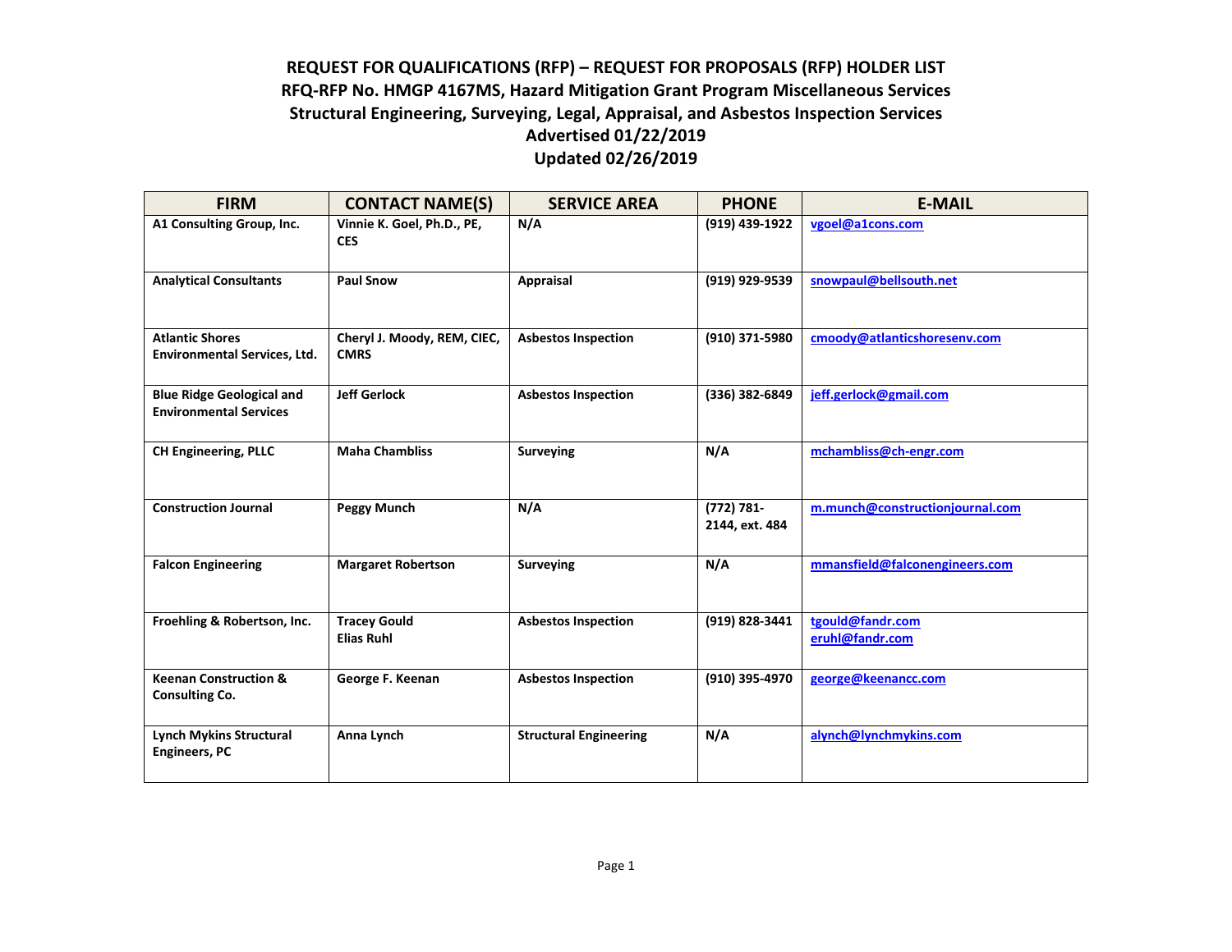# REQUEST FOR QUALIFICATIONS (RFP) – REQUEST FOR PROPOSALS (RFP) HOLDER LIST
## RFQ-RFP No. HMGP 4167MS, Hazard Mitigation Grant Program Miscellaneous Services
## Structural Engineering, Surveying, Legal, Appraisal, and Asbestos Inspection Services
## Advertised 01/22/2019
## Updated 02/26/2019

| FIRM | CONTACT NAME(S) | SERVICE AREA | PHONE | E-MAIL |
|---|---|---|---|---|
| **A1 Consulting Group, Inc.** | **Vinnie K. Goel, Ph.D., PE, CES** | **N/A** | **(919) 439-1922** | vgoel@a1cons.com |
| **Analytical Consultants** | **Paul Snow** | **Appraisal** | **(919) 929-9539** | snowpaul@bellsouth.net |
| **Atlantic Shores Environmental Services, Ltd.** | **Cheryl J. Moody, REM, CIEC, CMRS** | **Asbestos Inspection** | **(910) 371-5980** | cmoody@atlanticshoresenv.com |
| **Blue Ridge Geological and Environmental Services** | **Jeff Gerlock** | **Asbestos Inspection** | **(336) 382-6849** | jeff.gerlock@gmail.com |
| **CH Engineering, PLLC** | **Maha Chambliss** | **Surveying** | **N/A** | mchambliss@ch-engr.com |
| **Construction Journal** | **Peggy Munch** | **N/A** | **(772) 781-2144, ext. 484** | m.munch@constructionjournal.com |
| **Falcon Engineering** | **Margaret Robertson** | **Surveying** | **N/A** | mmansfield@falconengineers.com |
| **Froehling & Robertson, Inc.** | **Tracey Gould<br>Elias Ruhl** | **Asbestos Inspection** | **(919) 828-3441** | tgould@fandr.com<br>eruhl@fandr.com |
| **Keenan Construction & Consulting Co.** | **George F. Keenan** | **Asbestos Inspection** | **(910) 395-4970** | george@keenancc.com |
| **Lynch Mykins Structural Engineers, PC** | **Anna Lynch** | **Structural Engineering** | **N/A** | alynch@lynchmykins.com |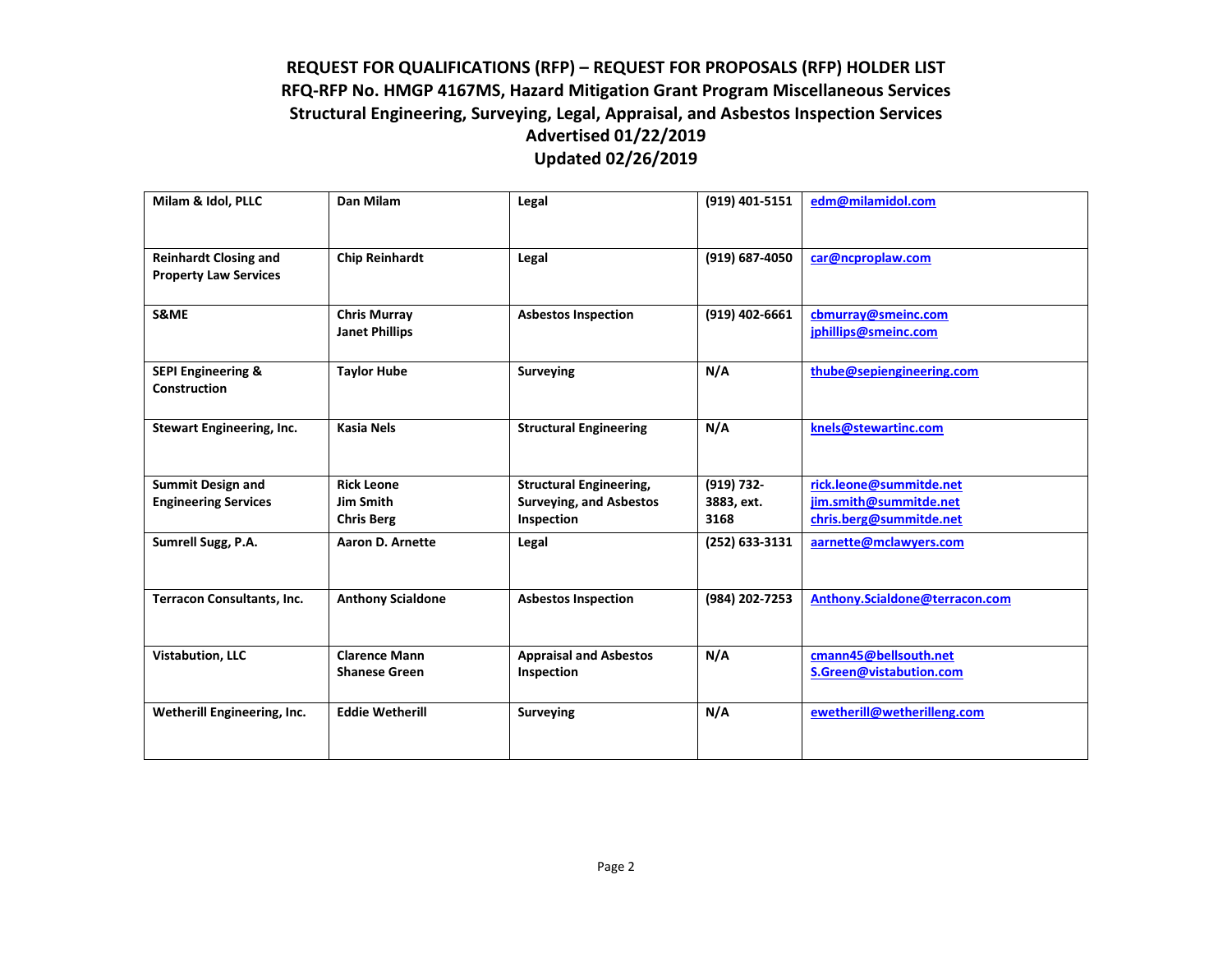# REQUEST FOR QUALIFICATIONS (RFP) – REQUEST FOR PROPOSALS (RFP) HOLDER LIST
## RFQ-RFP No. HMGP 4167MS, Hazard Mitigation Grant Program Miscellaneous Services
## Structural Engineering, Surveying, Legal, Appraisal, and Asbestos Inspection Services
## Advertised 01/22/2019
## Updated 02/26/2019

| | | | | |
|---|---|---|---|---|
| **Milam & Idol, PLLC** | **Dan Milam** | **Legal** | **(919) 401-5151** | edm@milamidol.com |
| **Reinhardt Closing and Property Law Services** | **Chip Reinhardt** | **Legal** | **(919) 687-4050** | car@ncproplaw.com |
| **S&ME** | **Chris Murray**<br>**Janet Phillips** | **Asbestos Inspection** | **(919) 402-6661** | cbmurray@smeinc.com<br>jphillips@smeinc.com |
| **SEPI Engineering & Construction** | **Taylor Hube** | **Surveying** | **N/A** | thube@sepiengineering.com |
| **Stewart Engineering, Inc.** | **Kasia Nels** | **Structural Engineering** | **N/A** | knels@stewartinc.com |
| **Summit Design and Engineering Services** | **Rick Leone**<br>**Jim Smith**<br>**Chris Berg** | **Structural Engineering, Surveying, and Asbestos Inspection** | **(919) 732-3883, ext. 3168** | rick.leone@summitde.net<br>jim.smith@summitde.net<br>chris.berg@summitde.net |
| **Sumrell Sugg, P.A.** | **Aaron D. Arnette** | **Legal** | **(252) 633-3131** | aarnette@mclawyers.com |
| **Terracon Consultants, Inc.** | **Anthony Scialdone** | **Asbestos Inspection** | **(984) 202-7253** | Anthony.Scialdone@terracon.com |
| **Vistabution, LLC** | **Clarence Mann**<br>**Shanese Green** | **Appraisal and Asbestos Inspection** | **N/A** | cmann45@bellsouth.net<br>S.Green@vistabution.com |
| **Wetherill Engineering, Inc.** | **Eddie Wetherill** | **Surveying** | **N/A** | ewetherill@wetherilleng.com |